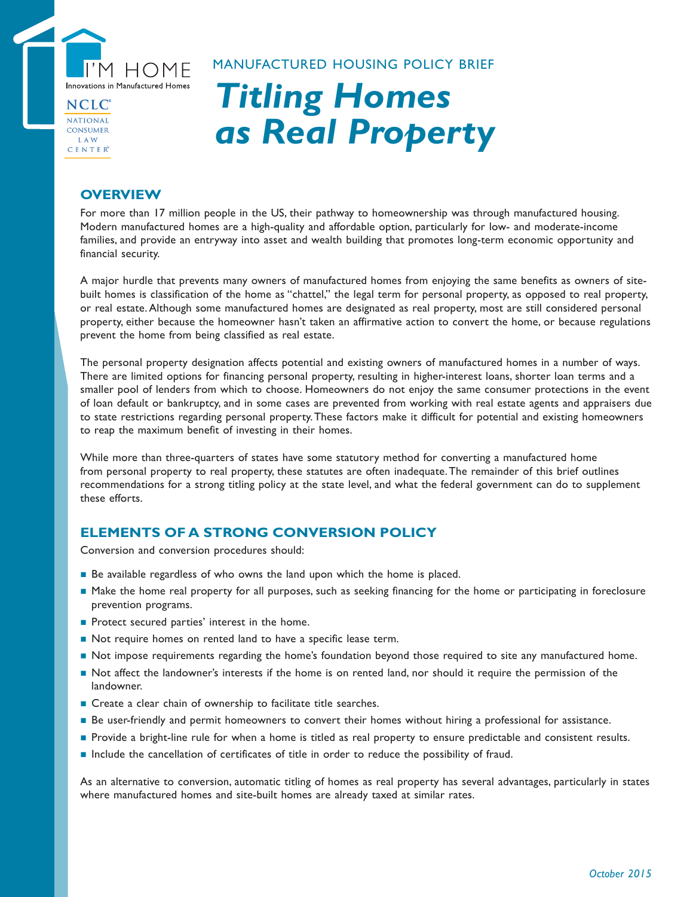I'M HOME
Innovations in Manufactured Homes

NCLC
NATIONAL CONSUMER LAW CENTER

MANUFACTURED HOUSING POLICY BRIEF

# *Titling Homes as Real Property*

## OVERVIEW

For more than 17 million people in the US, their pathway to homeownership was through manufactured housing. Modern manufactured homes are a high-quality and affordable option, particularly for low- and moderate-income families, and provide an entryway into asset and wealth building that promotes long-term economic opportunity and financial security.

A major hurdle that prevents many owners of manufactured homes from enjoying the same benefits as owners of site-built homes is classification of the home as "chattel," the legal term for personal property, as opposed to real property, or real estate. Although some manufactured homes are designated as real property, most are still considered personal property, either because the homeowner hasn't taken an affirmative action to convert the home, or because regulations prevent the home from being classified as real estate.

The personal property designation affects potential and existing owners of manufactured homes in a number of ways. There are limited options for financing personal property, resulting in higher-interest loans, shorter loan terms and a smaller pool of lenders from which to choose. Homeowners do not enjoy the same consumer protections in the event of loan default or bankruptcy, and in some cases are prevented from working with real estate agents and appraisers due to state restrictions regarding personal property. These factors make it difficult for potential and existing homeowners to reap the maximum benefit of investing in their homes.

While more than three-quarters of states have some statutory method for converting a manufactured home from personal property to real property, these statutes are often inadequate. The remainder of this brief outlines recommendations for a strong titling policy at the state level, and what the federal government can do to supplement these efforts.

## ELEMENTS OF A STRONG CONVERSION POLICY

Conversion and conversion procedures should:

- Be available regardless of who owns the land upon which the home is placed.
- Make the home real property for all purposes, such as seeking financing for the home or participating in foreclosure prevention programs.
- Protect secured parties' interest in the home.
- Not require homes on rented land to have a specific lease term.
- Not impose requirements regarding the home's foundation beyond those required to site any manufactured home.
- Not affect the landowner's interests if the home is on rented land, nor should it require the permission of the landowner.
- Create a clear chain of ownership to facilitate title searches.
- Be user-friendly and permit homeowners to convert their homes without hiring a professional for assistance.
- Provide a bright-line rule for when a home is titled as real property to ensure predictable and consistent results.
- Include the cancellation of certificates of title in order to reduce the possibility of fraud.

As an alternative to conversion, automatic titling of homes as real property has several advantages, particularly in states where manufactured homes and site-built homes are already taxed at similar rates.

*October 2015*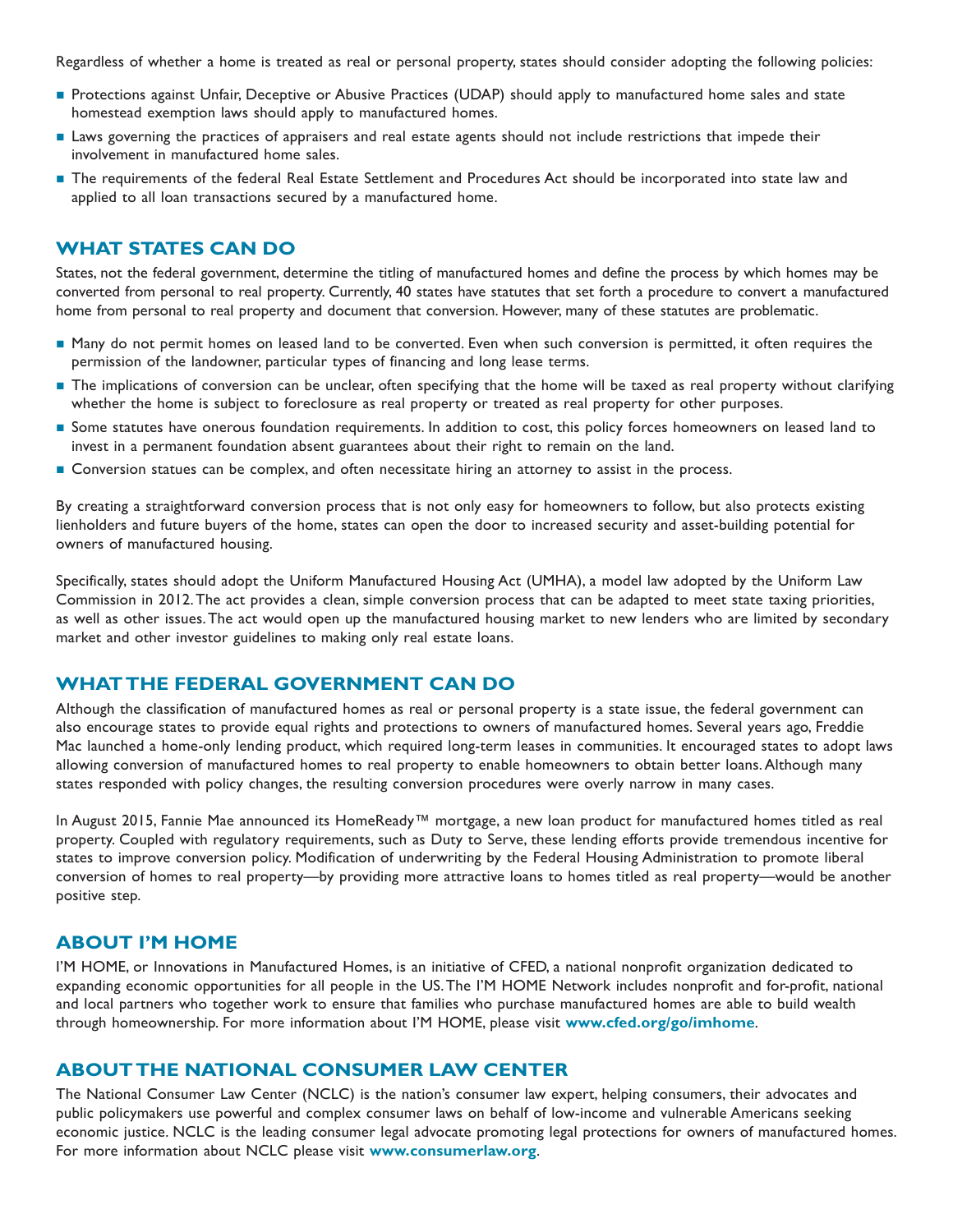Regardless of whether a home is treated as real or personal property, states should consider adopting the following policies:

- Protections against Unfair, Deceptive or Abusive Practices (UDAP) should apply to manufactured home sales and state homestead exemption laws should apply to manufactured homes.
- Laws governing the practices of appraisers and real estate agents should not include restrictions that impede their involvement in manufactured home sales.
- The requirements of the federal Real Estate Settlement and Procedures Act should be incorporated into state law and applied to all loan transactions secured by a manufactured home.

## WHAT STATES CAN DO

States, not the federal government, determine the titling of manufactured homes and define the process by which homes may be converted from personal to real property. Currently, 40 states have statutes that set forth a procedure to convert a manufactured home from personal to real property and document that conversion. However, many of these statutes are problematic.

- Many do not permit homes on leased land to be converted. Even when such conversion is permitted, it often requires the permission of the landowner, particular types of financing and long lease terms.
- The implications of conversion can be unclear, often specifying that the home will be taxed as real property without clarifying whether the home is subject to foreclosure as real property or treated as real property for other purposes.
- Some statutes have onerous foundation requirements. In addition to cost, this policy forces homeowners on leased land to invest in a permanent foundation absent guarantees about their right to remain on the land.
- Conversion statues can be complex, and often necessitate hiring an attorney to assist in the process.

By creating a straightforward conversion process that is not only easy for homeowners to follow, but also protects existing lienholders and future buyers of the home, states can open the door to increased security and asset-building potential for owners of manufactured housing.

Specifically, states should adopt the Uniform Manufactured Housing Act (UMHA), a model law adopted by the Uniform Law Commission in 2012. The act provides a clean, simple conversion process that can be adapted to meet state taxing priorities, as well as other issues. The act would open up the manufactured housing market to new lenders who are limited by secondary market and other investor guidelines to making only real estate loans.

## WHAT THE FEDERAL GOVERNMENT CAN DO

Although the classification of manufactured homes as real or personal property is a state issue, the federal government can also encourage states to provide equal rights and protections to owners of manufactured homes. Several years ago, Freddie Mac launched a home-only lending product, which required long-term leases in communities. It encouraged states to adopt laws allowing conversion of manufactured homes to real property to enable homeowners to obtain better loans. Although many states responded with policy changes, the resulting conversion procedures were overly narrow in many cases.

In August 2015, Fannie Mae announced its HomeReady™ mortgage, a new loan product for manufactured homes titled as real property. Coupled with regulatory requirements, such as Duty to Serve, these lending efforts provide tremendous incentive for states to improve conversion policy. Modification of underwriting by the Federal Housing Administration to promote liberal conversion of homes to real property—by providing more attractive loans to homes titled as real property—would be another positive step.

## ABOUT I'M HOME

I'M HOME, or Innovations in Manufactured Homes, is an initiative of CFED, a national nonprofit organization dedicated to expanding economic opportunities for all people in the US. The I'M HOME Network includes nonprofit and for-profit, national and local partners who together work to ensure that families who purchase manufactured homes are able to build wealth through homeownership. For more information about I'M HOME, please visit **www.cfed.org/go/imhome**.

## ABOUT THE NATIONAL CONSUMER LAW CENTER

The National Consumer Law Center (NCLC) is the nation's consumer law expert, helping consumers, their advocates and public policymakers use powerful and complex consumer laws on behalf of low-income and vulnerable Americans seeking economic justice. NCLC is the leading consumer legal advocate promoting legal protections for owners of manufactured homes. For more information about NCLC please visit **www.consumerlaw.org**.